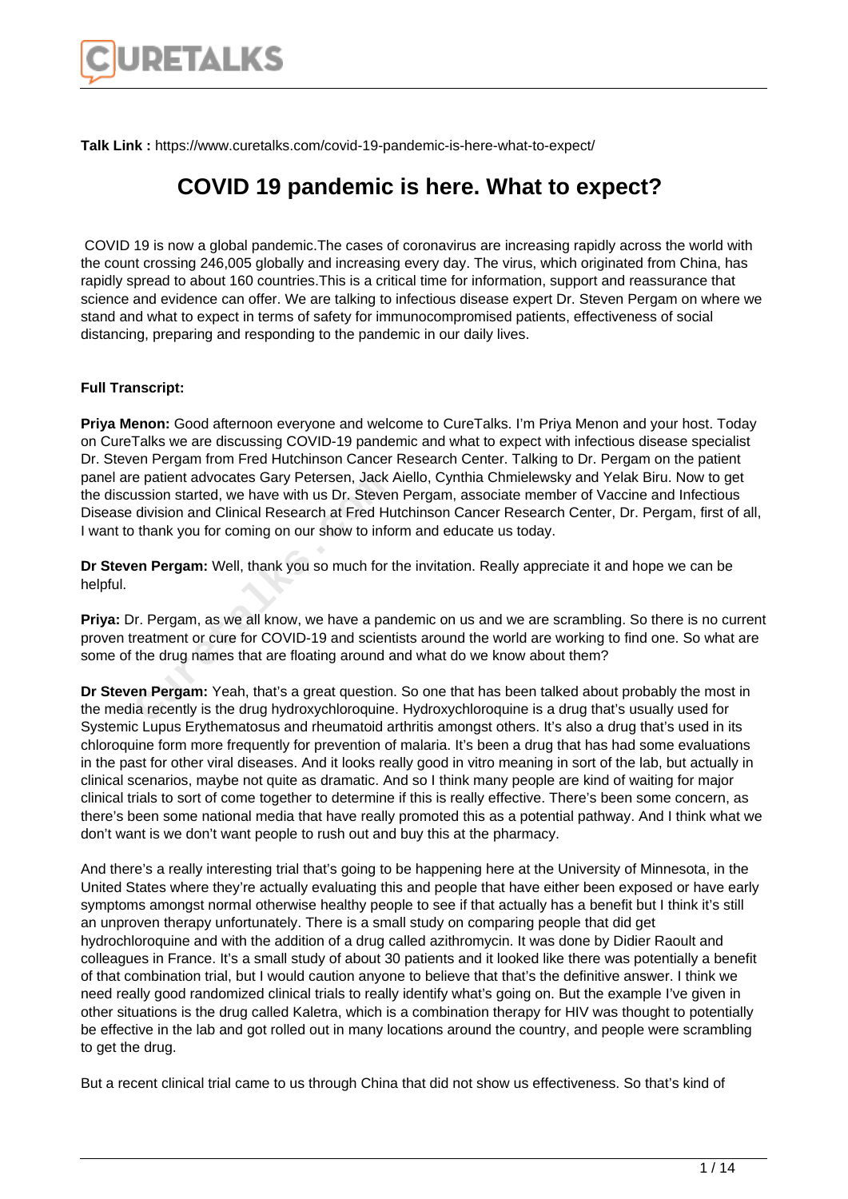**Talk Link :** https://www.curetalks.com/covid-19-pandemic-is-here-what-to-expect/

# COVID 19 pandemic is here. What to expect?

COVID 19 is now a global pandemic.The cases of coronavirus are increasing rapidly across the world with the count crossing 246,005 globally and increasing every day. The virus, which originated from China, has rapidly spread to about 160 countries.This is a critical time for information, support and reassurance that science and evidence can offer. We are talking to infectious disease expert Dr. Steven Pergam on where we stand and what to expect in terms of safety for immunocompromised patients, effectiveness of social distancing, preparing and responding to the pandemic in our daily lives.

**Full Transcript:**

**Priya Menon:** Good afternoon everyone and welcome to CureTalks. I'm Priya Menon and your host. Today on CureTalks we are discussing COVID-19 pandemic and what to expect with infectious disease specialist Dr. Steven Pergam from Fred Hutchinson Cancer Research Center. Talking to Dr. Pergam on the patient panel are patient advocates Gary Petersen, Jack Aiello, Cynthia Chmielewsky and Yelak Biru. Now to get the discussion started, we have with us Dr. Steven Pergam, associate member of Vaccine and Infectious Disease division and Clinical Research at Fred Hutchinson Cancer Research Center, Dr. Pergam, first of all, I want to thank you for coming on our show to inform and educate us today.

**Dr Steven Pergam:** Well, thank you so much for the invitation. Really appreciate it and hope we can be helpful.

**Priya:** Dr. Pergam, as we all know, we have a pandemic on us and we are scrambling. So there is no current proven treatment or cure for COVID-19 and scientists around the world are working to find one. So what are some of the drug names that are floating around and what do we know about them?

**Dr Steven Pergam:** Yeah, that's a great question. So one that has been talked about probably the most in the media recently is the drug hydroxychloroquine. Hydroxychloroquine is a drug that's usually used for Systemic Lupus Erythematosus and rheumatoid arthritis amongst others. It's also a drug that's used in its chloroquine form more frequently for prevention of malaria. It's been a drug that has had some evaluations in the past for other viral diseases. And it looks really good in vitro meaning in sort of the lab, but actually in clinical scenarios, maybe not quite as dramatic. And so I think many people are kind of waiting for major clinical trials to sort of come together to determine if this is really effective. There's been some concern, as there's been some national media that have really promoted this as a potential pathway. And I think what we don't want is we don't want people to rush out and buy this at the pharmacy.

And there's a really interesting trial that's going to be happening here at the University of Minnesota, in the United States where they're actually evaluating this and people that have either been exposed or have early symptoms amongst normal otherwise healthy people to see if that actually has a benefit but I think it's still an unproven therapy unfortunately. There is a small study on comparing people that did get hydrochloroquine and with the addition of a drug called azithromycin. It was done by Didier Raoult and colleagues in France. It's a small study of about 30 patients and it looked like there was potentially a benefit of that combination trial, but I would caution anyone to believe that that's the definitive answer. I think we need really good randomized clinical trials to really identify what's going on. But the example I've given in other situations is the drug called Kaletra, which is a combination therapy for HIV was thought to potentially be effective in the lab and got rolled out in many locations around the country, and people were scrambling to get the drug.

But a recent clinical trial came to us through China that did not show us effectiveness. So that's kind of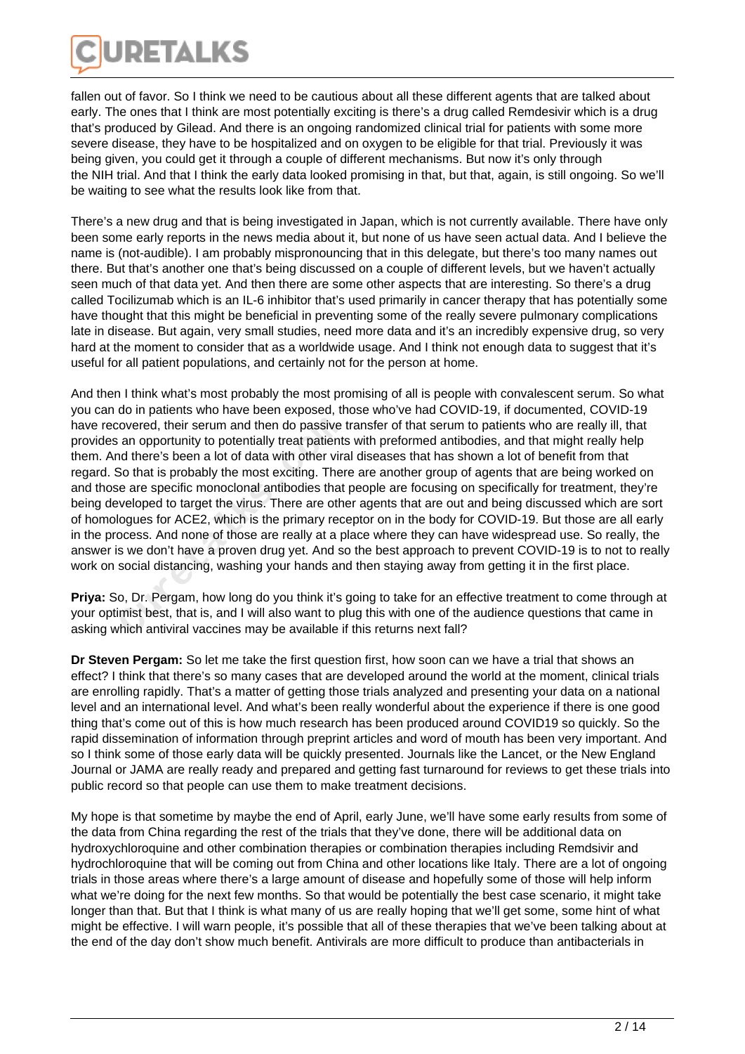fallen out of favor. So I think we need to be cautious about all these different agents that are talked about early. The ones that I think are most potentially exciting is there's a drug called Remdesivir which is a drug that's produced by Gilead. And there is an ongoing randomized clinical trial for patients with some more severe disease, they have to be hospitalized and on oxygen to be eligible for that trial. Previously it was being given, you could get it through a couple of different mechanisms. But now it's only through the NIH trial. And that I think the early data looked promising in that, but that, again, is still ongoing. So we'll be waiting to see what the results look like from that.

There's a new drug and that is being investigated in Japan, which is not currently available. There have only been some early reports in the news media about it, but none of us have seen actual data. And I believe the name is (not-audible). I am probably mispronouncing that in this delegate, but there's too many names out there. But that's another one that's being discussed on a couple of different levels, but we haven't actually seen much of that data yet. And then there are some other aspects that are interesting. So there's a drug called Tocilizumab which is an IL-6 inhibitor that's used primarily in cancer therapy that has potentially some have thought that this might be beneficial in preventing some of the really severe pulmonary complications late in disease. But again, very small studies, need more data and it's an incredibly expensive drug, so very hard at the moment to consider that as a worldwide usage. And I think not enough data to suggest that it's useful for all patient populations, and certainly not for the person at home.

And then I think what's most probably the most promising of all is people with convalescent serum. So what you can do in patients who have been exposed, those who've had COVID-19, if documented, COVID-19 have recovered, their serum and then do passive transfer of that serum to patients who are really ill, that provides an opportunity to potentially treat patients with preformed antibodies, and that might really help them. And there's been a lot of data with other viral diseases that has shown a lot of benefit from that regard. So that is probably the most exciting. There are another group of agents that are being worked on and those are specific monoclonal antibodies that people are focusing on specifically for treatment, they're being developed to target the virus. There are other agents that are out and being discussed which are sort of homologues for ACE2, which is the primary receptor on in the body for COVID-19. But those are all early in the process. And none of those are really at a place where they can have widespread use. So really, the answer is we don't have a proven drug yet. And so the best approach to prevent COVID-19 is to not to really work on social distancing, washing your hands and then staying away from getting it in the first place.

**Priya:** So, Dr. Pergam, how long do you think it's going to take for an effective treatment to come through at your optimist best, that is, and I will also want to plug this with one of the audience questions that came in asking which antiviral vaccines may be available if this returns next fall?

**Dr Steven Pergam:** So let me take the first question first, how soon can we have a trial that shows an effect? I think that there's so many cases that are developed around the world at the moment, clinical trials are enrolling rapidly. That's a matter of getting those trials analyzed and presenting your data on a national level and an international level. And what's been really wonderful about the experience if there is one good thing that's come out of this is how much research has been produced around COVID19 so quickly. So the rapid dissemination of information through preprint articles and word of mouth has been very important. And so I think some of those early data will be quickly presented. Journals like the Lancet, or the New England Journal or JAMA are really ready and prepared and getting fast turnaround for reviews to get these trials into public record so that people can use them to make treatment decisions.

My hope is that sometime by maybe the end of April, early June, we'll have some early results from some of the data from China regarding the rest of the trials that they've done, there will be additional data on hydroxychloroquine and other combination therapies or combination therapies including Remdsivir and hydrochloroquine that will be coming out from China and other locations like Italy. There are a lot of ongoing trials in those areas where there's a large amount of disease and hopefully some of those will help inform what we're doing for the next few months. So that would be potentially the best case scenario, it might take longer than that. But that I think is what many of us are really hoping that we'll get some, some hint of what might be effective. I will warn people, it's possible that all of these therapies that we've been talking about at the end of the day don't show much benefit. Antivirals are more difficult to produce than antibacterials in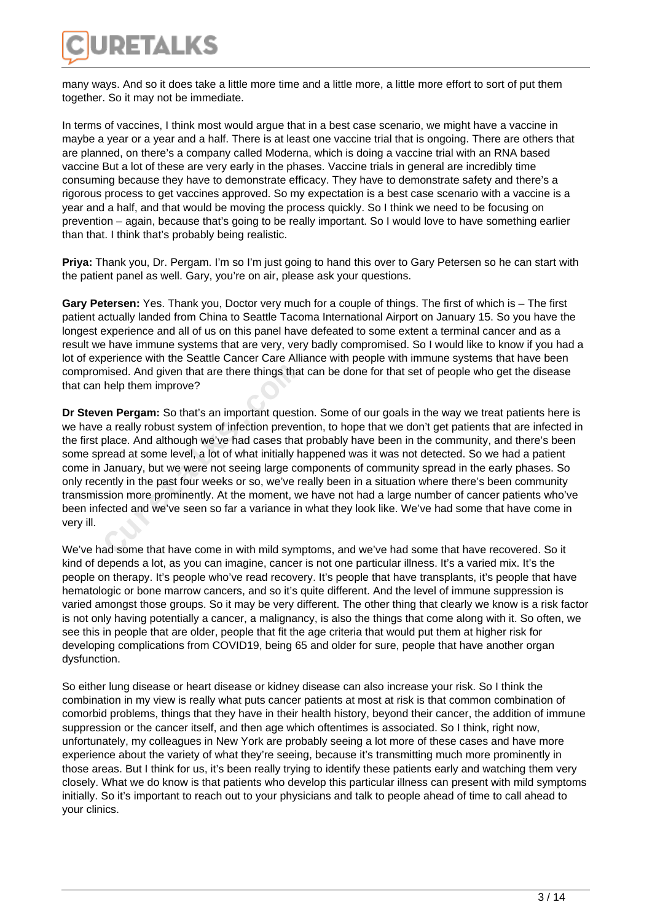many ways. And so it does take a little more time and a little more, a little more effort to sort of put them together. So it may not be immediate.

In terms of vaccines, I think most would argue that in a best case scenario, we might have a vaccine in maybe a year or a year and a half. There is at least one vaccine trial that is ongoing. There are others that are planned, on there's a company called Moderna, which is doing a vaccine trial with an RNA based vaccine But a lot of these are very early in the phases. Vaccine trials in general are incredibly time consuming because they have to demonstrate efficacy. They have to demonstrate safety and there's a rigorous process to get vaccines approved. So my expectation is a best case scenario with a vaccine is a year and a half, and that would be moving the process quickly. So I think we need to be focusing on prevention – again, because that's going to be really important. So I would love to have something earlier than that. I think that's probably being realistic.

**Priya:** Thank you, Dr. Pergam. I'm so I'm just going to hand this over to Gary Petersen so he can start with the patient panel as well. Gary, you're on air, please ask your questions.

**Gary Petersen:** Yes. Thank you, Doctor very much for a couple of things. The first of which is – The first patient actually landed from China to Seattle Tacoma International Airport on January 15. So you have the longest experience and all of us on this panel have defeated to some extent a terminal cancer and as a result we have immune systems that are very, very badly compromised. So I would like to know if you had a lot of experience with the Seattle Cancer Care Alliance with people with immune systems that have been compromised. And given that are there things that can be done for that set of people who get the disease that can help them improve?

**Dr Steven Pergam:** So that's an important question. Some of our goals in the way we treat patients here is we have a really robust system of infection prevention, to hope that we don't get patients that are infected in the first place. And although we've had cases that probably have been in the community, and there's been some spread at some level, a lot of what initially happened was it was not detected. So we had a patient come in January, but we were not seeing large components of community spread in the early phases. So only recently in the past four weeks or so, we've really been in a situation where there's been community transmission more prominently. At the moment, we have not had a large number of cancer patients who've been infected and we've seen so far a variance in what they look like. We've had some that have come in very ill.

We've had some that have come in with mild symptoms, and we've had some that have recovered. So it kind of depends a lot, as you can imagine, cancer is not one particular illness. It's a varied mix. It's the people on therapy. It's people who've read recovery. It's people that have transplants, it's people that have hematologic or bone marrow cancers, and so it's quite different. And the level of immune suppression is varied amongst those groups. So it may be very different. The other thing that clearly we know is a risk factor is not only having potentially a cancer, a malignancy, is also the things that come along with it. So often, we see this in people that are older, people that fit the age criteria that would put them at higher risk for developing complications from COVID19, being 65 and older for sure, people that have another organ dysfunction.

So either lung disease or heart disease or kidney disease can also increase your risk. So I think the combination in my view is really what puts cancer patients at most at risk is that common combination of comorbid problems, things that they have in their health history, beyond their cancer, the addition of immune suppression or the cancer itself, and then age which oftentimes is associated. So I think, right now, unfortunately, my colleagues in New York are probably seeing a lot more of these cases and have more experience about the variety of what they're seeing, because it's transmitting much more prominently in those areas. But I think for us, it's been really trying to identify these patients early and watching them very closely. What we do know is that patients who develop this particular illness can present with mild symptoms initially. So it's important to reach out to your physicians and talk to people ahead of time to call ahead to your clinics.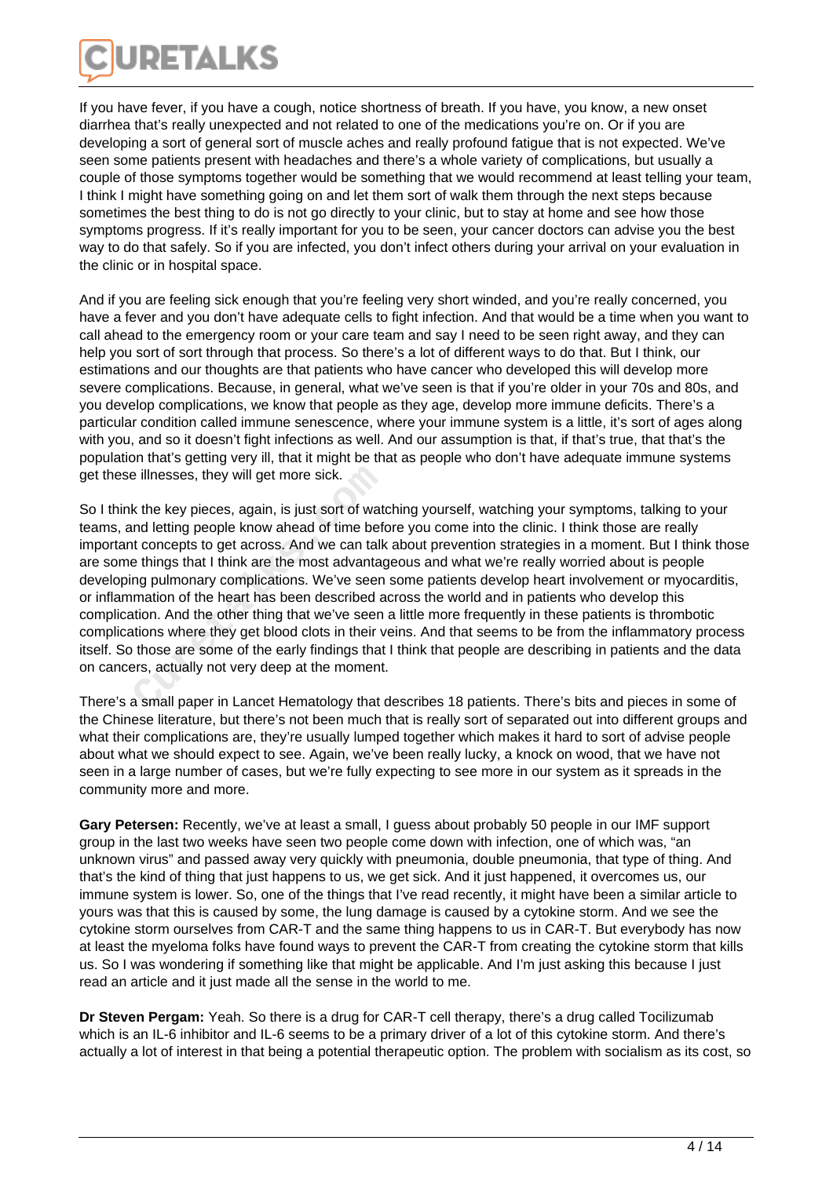If you have fever, if you have a cough, notice shortness of breath. If you have, you know, a new onset diarrhea that's really unexpected and not related to one of the medications you're on. Or if you are developing a sort of general sort of muscle aches and really profound fatigue that is not expected. We've seen some patients present with headaches and there's a whole variety of complications, but usually a couple of those symptoms together would be something that we would recommend at least telling your team, I think I might have something going on and let them sort of walk them through the next steps because sometimes the best thing to do is not go directly to your clinic, but to stay at home and see how those symptoms progress. If it's really important for you to be seen, your cancer doctors can advise you the best way to do that safely. So if you are infected, you don't infect others during your arrival on your evaluation in the clinic or in hospital space.

And if you are feeling sick enough that you're feeling very short winded, and you're really concerned, you have a fever and you don't have adequate cells to fight infection. And that would be a time when you want to call ahead to the emergency room or your care team and say I need to be seen right away, and they can help you sort of sort through that process. So there's a lot of different ways to do that. But I think, our estimations and our thoughts are that patients who have cancer who developed this will develop more severe complications. Because, in general, what we've seen is that if you're older in your 70s and 80s, and you develop complications, we know that people as they age, develop more immune deficits. There's a particular condition called immune senescence, where your immune system is a little, it's sort of ages along with you, and so it doesn't fight infections as well. And our assumption is that, if that's true, that that's the population that's getting very ill, that it might be that as people who don't have adequate immune systems get these illnesses, they will get more sick.

So I think the key pieces, again, is just sort of watching yourself, watching your symptoms, talking to your teams, and letting people know ahead of time before you come into the clinic. I think those are really important concepts to get across. And we can talk about prevention strategies in a moment. But I think those are some things that I think are the most advantageous and what we're really worried about is people developing pulmonary complications. We've seen some patients develop heart involvement or myocarditis, or inflammation of the heart has been described across the world and in patients who develop this complication. And the other thing that we've seen a little more frequently in these patients is thrombotic complications where they get blood clots in their veins. And that seems to be from the inflammatory process itself. So those are some of the early findings that I think that people are describing in patients and the data on cancers, actually not very deep at the moment.

There's a small paper in Lancet Hematology that describes 18 patients. There's bits and pieces in some of the Chinese literature, but there's not been much that is really sort of separated out into different groups and what their complications are, they're usually lumped together which makes it hard to sort of advise people about what we should expect to see. Again, we've been really lucky, a knock on wood, that we have not seen in a large number of cases, but we're fully expecting to see more in our system as it spreads in the community more and more.

**Gary Petersen:** Recently, we've at least a small, I guess about probably 50 people in our IMF support group in the last two weeks have seen two people come down with infection, one of which was, "an unknown virus" and passed away very quickly with pneumonia, double pneumonia, that type of thing. And that's the kind of thing that just happens to us, we get sick. And it just happened, it overcomes us, our immune system is lower. So, one of the things that I've read recently, it might have been a similar article to yours was that this is caused by some, the lung damage is caused by a cytokine storm. And we see the cytokine storm ourselves from CAR-T and the same thing happens to us in CAR-T. But everybody has now at least the myeloma folks have found ways to prevent the CAR-T from creating the cytokine storm that kills us. So I was wondering if something like that might be applicable. And I'm just asking this because I just read an article and it just made all the sense in the world to me.

**Dr Steven Pergam:** Yeah. So there is a drug for CAR-T cell therapy, there's a drug called Tocilizumab which is an IL-6 inhibitor and IL-6 seems to be a primary driver of a lot of this cytokine storm. And there's actually a lot of interest in that being a potential therapeutic option. The problem with socialism as its cost, so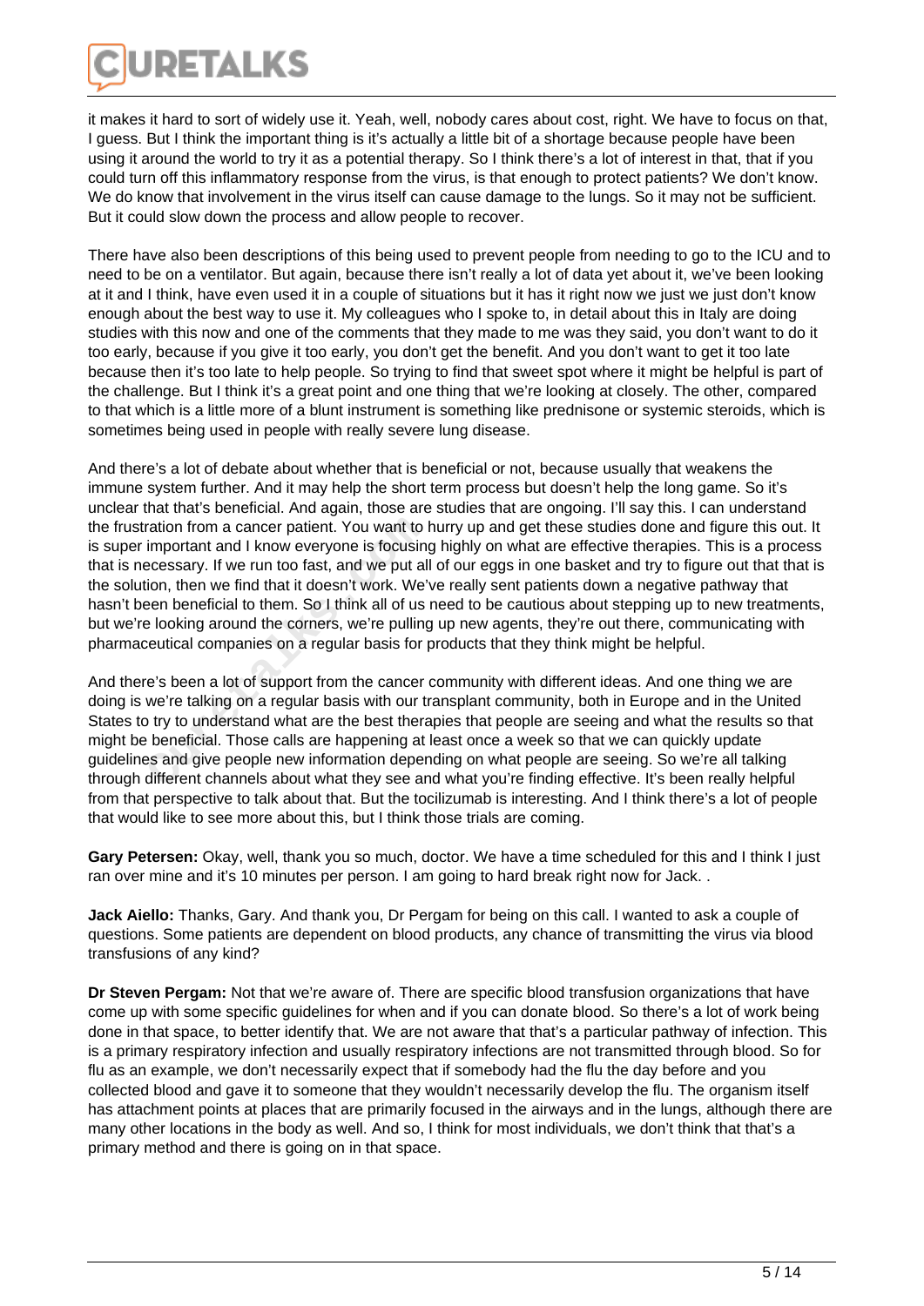it makes it hard to sort of widely use it. Yeah, well, nobody cares about cost, right. We have to focus on that, I guess. But I think the important thing is it's actually a little bit of a shortage because people have been using it around the world to try it as a potential therapy. So I think there's a lot of interest in that, that if you could turn off this inflammatory response from the virus, is that enough to protect patients? We don't know. We do know that involvement in the virus itself can cause damage to the lungs. So it may not be sufficient. But it could slow down the process and allow people to recover.

There have also been descriptions of this being used to prevent people from needing to go to the ICU and to need to be on a ventilator. But again, because there isn't really a lot of data yet about it, we've been looking at it and I think, have even used it in a couple of situations but it has it right now we just we just don't know enough about the best way to use it. My colleagues who I spoke to, in detail about this in Italy are doing studies with this now and one of the comments that they made to me was they said, you don't want to do it too early, because if you give it too early, you don't get the benefit. And you don't want to get it too late because then it's too late to help people. So trying to find that sweet spot where it might be helpful is part of the challenge. But I think it's a great point and one thing that we're looking at closely. The other, compared to that which is a little more of a blunt instrument is something like prednisone or systemic steroids, which is sometimes being used in people with really severe lung disease.

And there's a lot of debate about whether that is beneficial or not, because usually that weakens the immune system further. And it may help the short term process but doesn't help the long game. So it's unclear that that's beneficial. And again, those are studies that are ongoing. I'll say this. I can understand the frustration from a cancer patient. You want to hurry up and get these studies done and figure this out. It is super important and I know everyone is focusing highly on what are effective therapies. This is a process that is necessary. If we run too fast, and we put all of our eggs in one basket and try to figure out that that is the solution, then we find that it doesn't work. We've really sent patients down a negative pathway that hasn't been beneficial to them. So I think all of us need to be cautious about stepping up to new treatments, but we're looking around the corners, we're pulling up new agents, they're out there, communicating with pharmaceutical companies on a regular basis for products that they think might be helpful.

And there's been a lot of support from the cancer community with different ideas. And one thing we are doing is we're talking on a regular basis with our transplant community, both in Europe and in the United States to try to understand what are the best therapies that people are seeing and what the results so that might be beneficial. Those calls are happening at least once a week so that we can quickly update guidelines and give people new information depending on what people are seeing. So we're all talking through different channels about what they see and what you're finding effective. It's been really helpful from that perspective to talk about that. But the tocilizumab is interesting. And I think there's a lot of people that would like to see more about this, but I think those trials are coming.

**Gary Petersen:** Okay, well, thank you so much, doctor. We have a time scheduled for this and I think I just ran over mine and it's 10 minutes per person. I am going to hard break right now for Jack. .

**Jack Aiello:** Thanks, Gary. And thank you, Dr Pergam for being on this call. I wanted to ask a couple of questions. Some patients are dependent on blood products, any chance of transmitting the virus via blood transfusions of any kind?

**Dr Steven Pergam:** Not that we're aware of. There are specific blood transfusion organizations that have come up with some specific guidelines for when and if you can donate blood. So there's a lot of work being done in that space, to better identify that. We are not aware that that's a particular pathway of infection. This is a primary respiratory infection and usually respiratory infections are not transmitted through blood. So for flu as an example, we don't necessarily expect that if somebody had the flu the day before and you collected blood and gave it to someone that they wouldn't necessarily develop the flu. The organism itself has attachment points at places that are primarily focused in the airways and in the lungs, although there are many other locations in the body as well. And so, I think for most individuals, we don't think that that's a primary method and there is going on in that space.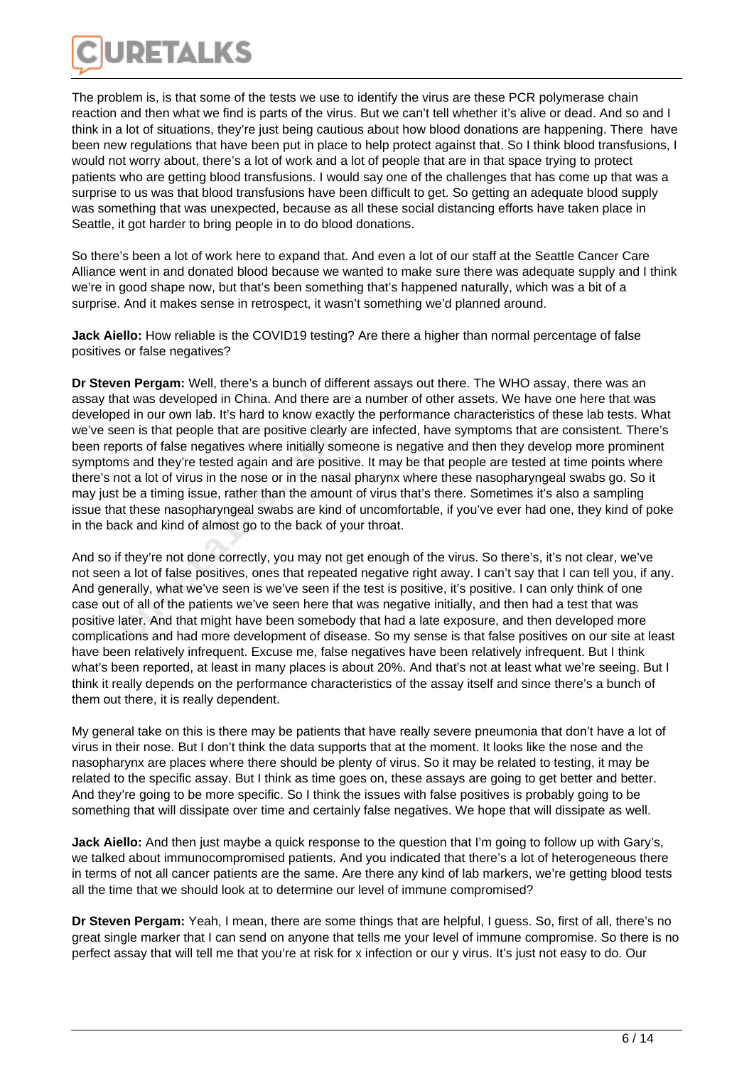The problem is, is that some of the tests we use to identify the virus are these PCR polymerase chain reaction and then what we find is parts of the virus. But we can't tell whether it's alive or dead. And so and I think in a lot of situations, they're just being cautious about how blood donations are happening. There have been new regulations that have been put in place to help protect against that. So I think blood transfusions, I would not worry about, there's a lot of work and a lot of people that are in that space trying to protect patients who are getting blood transfusions. I would say one of the challenges that has come up that was a surprise to us was that blood transfusions have been difficult to get. So getting an adequate blood supply was something that was unexpected, because as all these social distancing efforts have taken place in Seattle, it got harder to bring people in to do blood donations.

So there's been a lot of work here to expand that. And even a lot of our staff at the Seattle Cancer Care Alliance went in and donated blood because we wanted to make sure there was adequate supply and I think we're in good shape now, but that's been something that's happened naturally, which was a bit of a surprise. And it makes sense in retrospect, it wasn't something we'd planned around.

**Jack Aiello:** How reliable is the COVID19 testing? Are there a higher than normal percentage of false positives or false negatives?

**Dr Steven Pergam:** Well, there's a bunch of different assays out there. The WHO assay, there was an assay that was developed in China. And there are a number of other assets. We have one here that was developed in our own lab. It's hard to know exactly the performance characteristics of these lab tests. What we've seen is that people that are positive clearly are infected, have symptoms that are consistent. There's been reports of false negatives where initially someone is negative and then they develop more prominent symptoms and they're tested again and are positive. It may be that people are tested at time points where there's not a lot of virus in the nose or in the nasal pharynx where these nasopharyngeal swabs go. So it may just be a timing issue, rather than the amount of virus that's there. Sometimes it's also a sampling issue that these nasopharyngeal swabs are kind of uncomfortable, if you've ever had one, they kind of poke in the back and kind of almost go to the back of your throat.

And so if they're not done correctly, you may not get enough of the virus. So there's, it's not clear, we've not seen a lot of false positives, ones that repeated negative right away. I can't say that I can tell you, if any. And generally, what we've seen is we've seen if the test is positive, it's positive. I can only think of one case out of all of the patients we've seen here that was negative initially, and then had a test that was positive later. And that might have been somebody that had a late exposure, and then developed more complications and had more development of disease. So my sense is that false positives on our site at least have been relatively infrequent. Excuse me, false negatives have been relatively infrequent. But I think what's been reported, at least in many places is about 20%. And that's not at least what we're seeing. But I think it really depends on the performance characteristics of the assay itself and since there's a bunch of them out there, it is really dependent.

My general take on this is there may be patients that have really severe pneumonia that don't have a lot of virus in their nose. But I don't think the data supports that at the moment. It looks like the nose and the nasopharynx are places where there should be plenty of virus. So it may be related to testing, it may be related to the specific assay. But I think as time goes on, these assays are going to get better and better. And they're going to be more specific. So I think the issues with false positives is probably going to be something that will dissipate over time and certainly false negatives. We hope that will dissipate as well.

**Jack Aiello:** And then just maybe a quick response to the question that I'm going to follow up with Gary's, we talked about immunocompromised patients. And you indicated that there's a lot of heterogeneous there in terms of not all cancer patients are the same. Are there any kind of lab markers, we're getting blood tests all the time that we should look at to determine our level of immune compromised?

**Dr Steven Pergam:** Yeah, I mean, there are some things that are helpful, I guess. So, first of all, there's no great single marker that I can send on anyone that tells me your level of immune compromise. So there is no perfect assay that will tell me that you're at risk for x infection or our y virus. It's just not easy to do. Our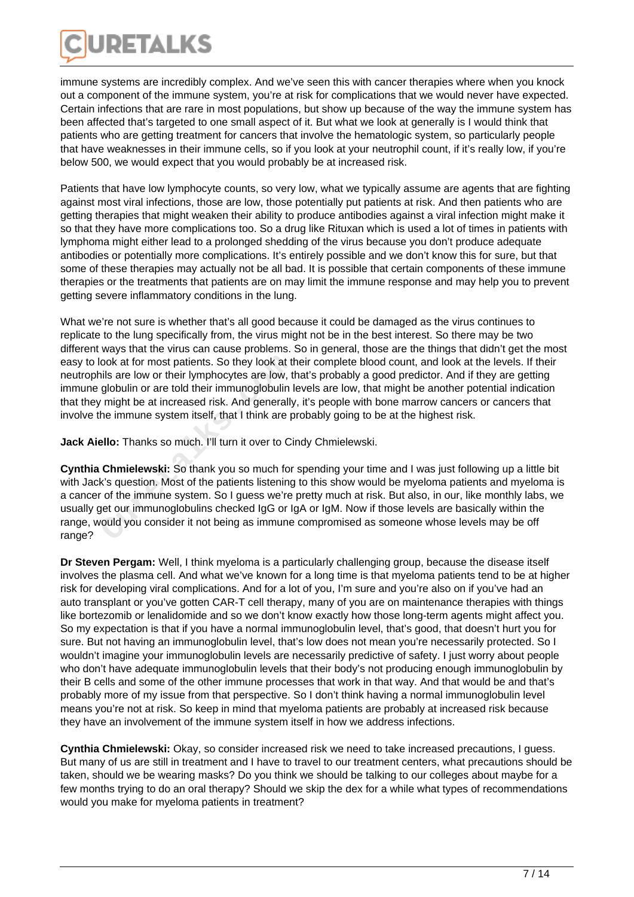immune systems are incredibly complex. And we've seen this with cancer therapies where when you knock out a component of the immune system, you're at risk for complications that we would never have expected. Certain infections that are rare in most populations, but show up because of the way the immune system has been affected that's targeted to one small aspect of it. But what we look at generally is I would think that patients who are getting treatment for cancers that involve the hematologic system, so particularly people that have weaknesses in their immune cells, so if you look at your neutrophil count, if it's really low, if you're below 500, we would expect that you would probably be at increased risk.

Patients that have low lymphocyte counts, so very low, what we typically assume are agents that are fighting against most viral infections, those are low, those potentially put patients at risk. And then patients who are getting therapies that might weaken their ability to produce antibodies against a viral infection might make it so that they have more complications too. So a drug like Rituxan which is used a lot of times in patients with lymphoma might either lead to a prolonged shedding of the virus because you don't produce adequate antibodies or potentially more complications. It's entirely possible and we don't know this for sure, but that some of these therapies may actually not be all bad. It is possible that certain components of these immune therapies or the treatments that patients are on may limit the immune response and may help you to prevent getting severe inflammatory conditions in the lung.

What we're not sure is whether that's all good because it could be damaged as the virus continues to replicate to the lung specifically from, the virus might not be in the best interest. So there may be two different ways that the virus can cause problems. So in general, those are the things that didn't get the most easy to look at for most patients. So they look at their complete blood count, and look at the levels. If their neutrophils are low or their lymphocytes are low, that's probably a good predictor. And if they are getting immune globulin or are told their immunoglobulin levels are low, that might be another potential indication that they might be at increased risk. And generally, it's people with bone marrow cancers or cancers that involve the immune system itself, that I think are probably going to be at the highest risk.

**Jack Aiello:** Thanks so much. I'll turn it over to Cindy Chmielewski.

**Cynthia Chmielewski:** So thank you so much for spending your time and I was just following up a little bit with Jack's question. Most of the patients listening to this show would be myeloma patients and myeloma is a cancer of the immune system. So I guess we're pretty much at risk. But also, in our, like monthly labs, we usually get our immunoglobulins checked IgG or IgA or IgM. Now if those levels are basically within the range, would you consider it not being as immune compromised as someone whose levels may be off range?

**Dr Steven Pergam:** Well, I think myeloma is a particularly challenging group, because the disease itself involves the plasma cell. And what we've known for a long time is that myeloma patients tend to be at higher risk for developing viral complications. And for a lot of you, I'm sure and you're also on if you've had an auto transplant or you've gotten CAR-T cell therapy, many of you are on maintenance therapies with things like bortezomib or lenalidomide and so we don't know exactly how those long-term agents might affect you. So my expectation is that if you have a normal immunoglobulin level, that's good, that doesn't hurt you for sure. But not having an immunoglobulin level, that's low does not mean you're necessarily protected. So I wouldn't imagine your immunoglobulin levels are necessarily predictive of safety. I just worry about people who don't have adequate immunoglobulin levels that their body's not producing enough immunoglobulin by their B cells and some of the other immune processes that work in that way. And that would be and that's probably more of my issue from that perspective. So I don't think having a normal immunoglobulin level means you're not at risk. So keep in mind that myeloma patients are probably at increased risk because they have an involvement of the immune system itself in how we address infections.

**Cynthia Chmielewski:** Okay, so consider increased risk we need to take increased precautions, I guess. But many of us are still in treatment and I have to travel to our treatment centers, what precautions should be taken, should we be wearing masks? Do you think we should be talking to our colleges about maybe for a few months trying to do an oral therapy? Should we skip the dex for a while what types of recommendations would you make for myeloma patients in treatment?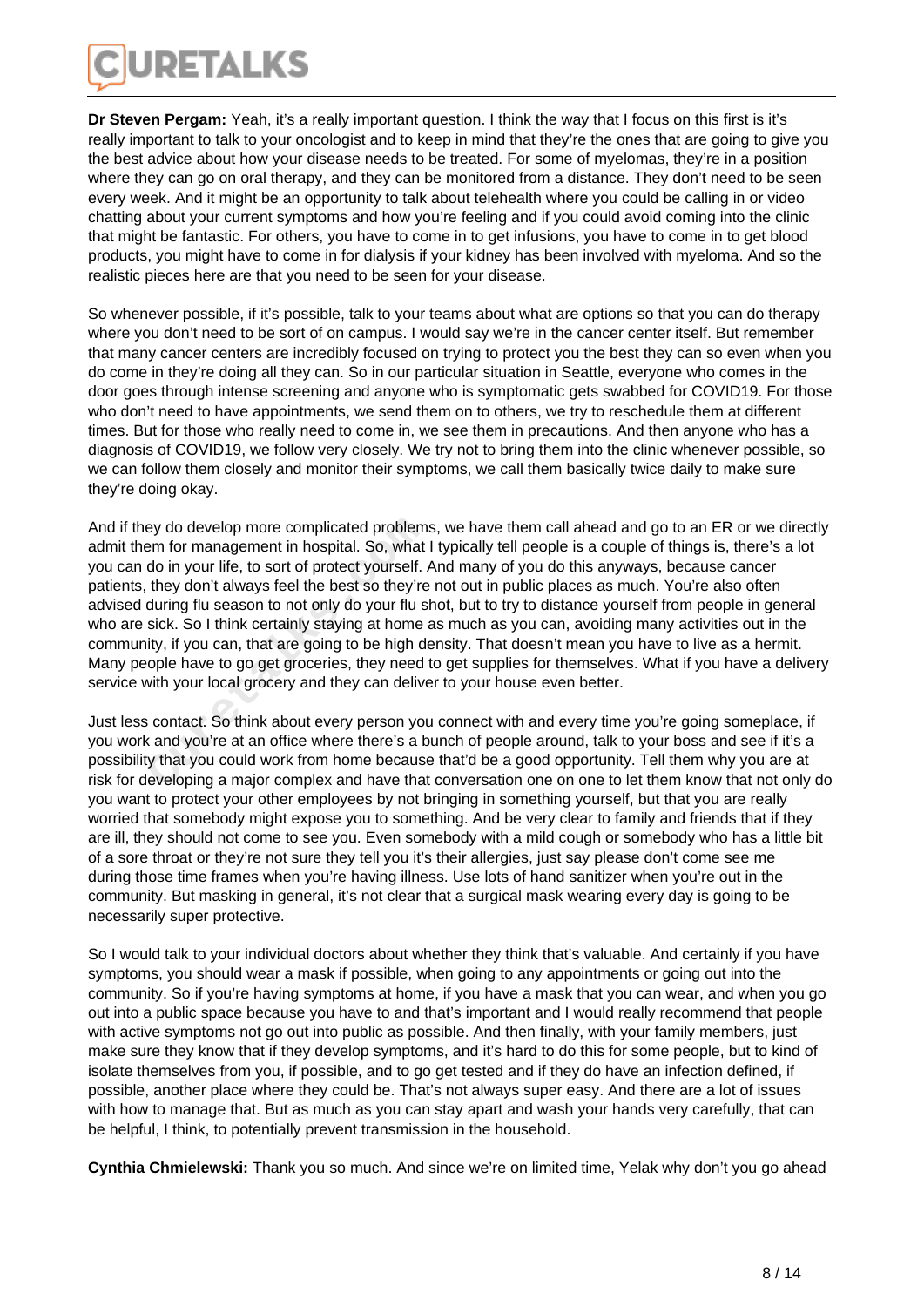**Dr Steven Pergam:** Yeah, it's a really important question. I think the way that I focus on this first is it's really important to talk to your oncologist and to keep in mind that they're the ones that are going to give you the best advice about how your disease needs to be treated. For some of myelomas, they're in a position where they can go on oral therapy, and they can be monitored from a distance. They don't need to be seen every week. And it might be an opportunity to talk about telehealth where you could be calling in or video chatting about your current symptoms and how you're feeling and if you could avoid coming into the clinic that might be fantastic. For others, you have to come in to get infusions, you have to come in to get blood products, you might have to come in for dialysis if your kidney has been involved with myeloma. And so the realistic pieces here are that you need to be seen for your disease.

So whenever possible, if it's possible, talk to your teams about what are options so that you can do therapy where you don't need to be sort of on campus. I would say we're in the cancer center itself. But remember that many cancer centers are incredibly focused on trying to protect you the best they can so even when you do come in they're doing all they can. So in our particular situation in Seattle, everyone who comes in the door goes through intense screening and anyone who is symptomatic gets swabbed for COVID19. For those who don't need to have appointments, we send them on to others, we try to reschedule them at different times. But for those who really need to come in, we see them in precautions. And then anyone who has a diagnosis of COVID19, we follow very closely. We try not to bring them into the clinic whenever possible, so we can follow them closely and monitor their symptoms, we call them basically twice daily to make sure they're doing okay.

And if they do develop more complicated problems, we have them call ahead and go to an ER or we directly admit them for management in hospital. So, what I typically tell people is a couple of things is, there's a lot you can do in your life, to sort of protect yourself. And many of you do this anyways, because cancer patients, they don't always feel the best so they're not out in public places as much. You're also often advised during flu season to not only do your flu shot, but to try to distance yourself from people in general who are sick. So I think certainly staying at home as much as you can, avoiding many activities out in the community, if you can, that are going to be high density. That doesn't mean you have to live as a hermit. Many people have to go get groceries, they need to get supplies for themselves. What if you have a delivery service with your local grocery and they can deliver to your house even better.

Just less contact. So think about every person you connect with and every time you're going someplace, if you work and you're at an office where there's a bunch of people around, talk to your boss and see if it's a possibility that you could work from home because that'd be a good opportunity. Tell them why you are at risk for developing a major complex and have that conversation one on one to let them know that not only do you want to protect your other employees by not bringing in something yourself, but that you are really worried that somebody might expose you to something. And be very clear to family and friends that if they are ill, they should not come to see you. Even somebody with a mild cough or somebody who has a little bit of a sore throat or they're not sure they tell you it's their allergies, just say please don't come see me during those time frames when you're having illness. Use lots of hand sanitizer when you're out in the community. But masking in general, it's not clear that a surgical mask wearing every day is going to be necessarily super protective.

So I would talk to your individual doctors about whether they think that's valuable. And certainly if you have symptoms, you should wear a mask if possible, when going to any appointments or going out into the community. So if you're having symptoms at home, if you have a mask that you can wear, and when you go out into a public space because you have to and that's important and I would really recommend that people with active symptoms not go out into public as possible. And then finally, with your family members, just make sure they know that if they develop symptoms, and it's hard to do this for some people, but to kind of isolate themselves from you, if possible, and to go get tested and if they do have an infection defined, if possible, another place where they could be. That's not always super easy. And there are a lot of issues with how to manage that. But as much as you can stay apart and wash your hands very carefully, that can be helpful, I think, to potentially prevent transmission in the household.

**Cynthia Chmielewski:** Thank you so much. And since we're on limited time, Yelak why don't you go ahead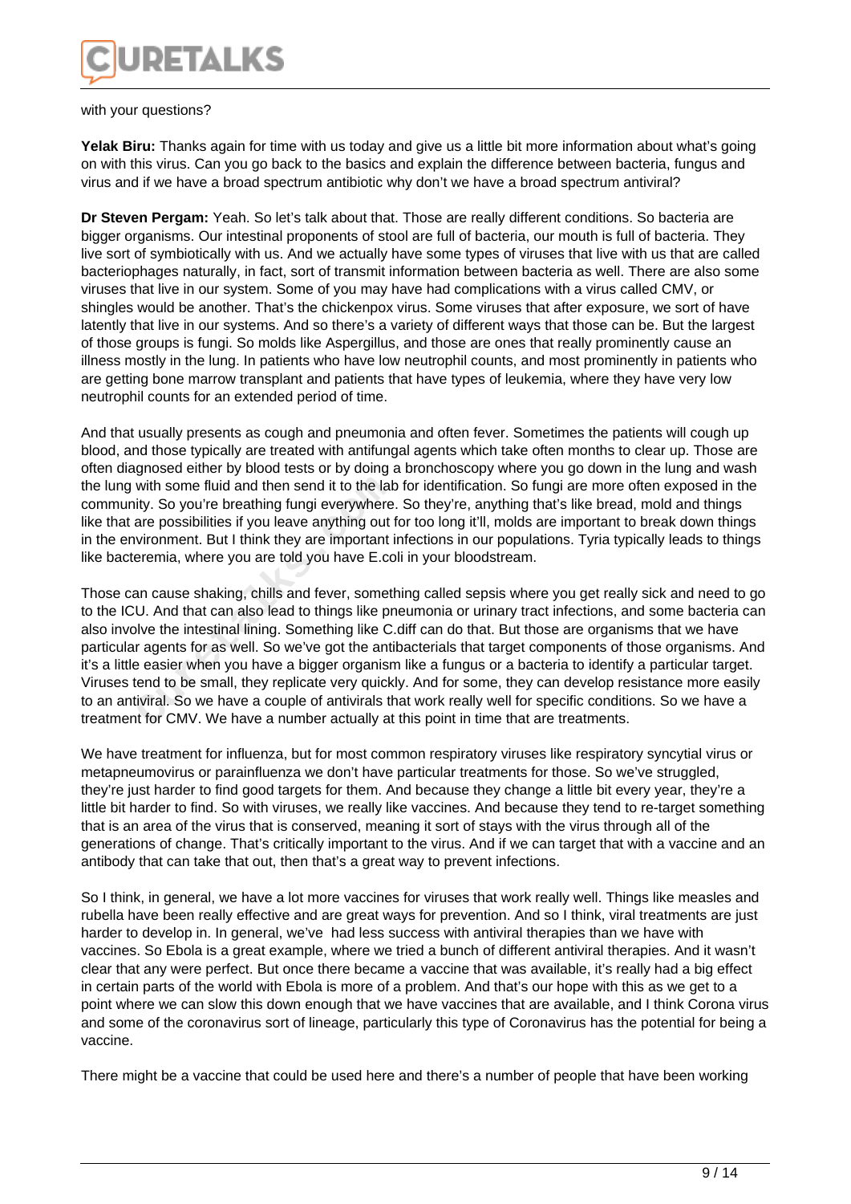with your questions?

**Yelak Biru:** Thanks again for time with us today and give us a little bit more information about what's going on with this virus. Can you go back to the basics and explain the difference between bacteria, fungus and virus and if we have a broad spectrum antibiotic why don't we have a broad spectrum antiviral?

**Dr Steven Pergam:** Yeah. So let's talk about that. Those are really different conditions. So bacteria are bigger organisms. Our intestinal proponents of stool are full of bacteria, our mouth is full of bacteria. They live sort of symbiotically with us. And we actually have some types of viruses that live with us that are called bacteriophages naturally, in fact, sort of transmit information between bacteria as well. There are also some viruses that live in our system. Some of you may have had complications with a virus called CMV, or shingles would be another. That's the chickenpox virus. Some viruses that after exposure, we sort of have latently that live in our systems. And so there's a variety of different ways that those can be. But the largest of those groups is fungi. So molds like Aspergillus, and those are ones that really prominently cause an illness mostly in the lung. In patients who have low neutrophil counts, and most prominently in patients who are getting bone marrow transplant and patients that have types of leukemia, where they have very low neutrophil counts for an extended period of time.

And that usually presents as cough and pneumonia and often fever. Sometimes the patients will cough up blood, and those typically are treated with antifungal agents which take often months to clear up. Those are often diagnosed either by blood tests or by doing a bronchoscopy where you go down in the lung and wash the lung with some fluid and then send it to the lab for identification. So fungi are more often exposed in the community. So you're breathing fungi everywhere. So they're, anything that's like bread, mold and things like that are possibilities if you leave anything out for too long it'll, molds are important to break down things in the environment. But I think they are important infections in our populations. Tyria typically leads to things like bacteremia, where you are told you have E.coli in your bloodstream.

Those can cause shaking, chills and fever, something called sepsis where you get really sick and need to go to the ICU. And that can also lead to things like pneumonia or urinary tract infections, and some bacteria can also involve the intestinal lining. Something like C.diff can do that. But those are organisms that we have particular agents for as well. So we've got the antibacterials that target components of those organisms. And it's a little easier when you have a bigger organism like a fungus or a bacteria to identify a particular target. Viruses tend to be small, they replicate very quickly. And for some, they can develop resistance more easily to an antiviral. So we have a couple of antivirals that work really well for specific conditions. So we have a treatment for CMV. We have a number actually at this point in time that are treatments.

We have treatment for influenza, but for most common respiratory viruses like respiratory syncytial virus or metapneumovirus or parainfluenza we don't have particular treatments for those. So we've struggled, they're just harder to find good targets for them. And because they change a little bit every year, they're a little bit harder to find. So with viruses, we really like vaccines. And because they tend to re-target something that is an area of the virus that is conserved, meaning it sort of stays with the virus through all of the generations of change. That's critically important to the virus. And if we can target that with a vaccine and an antibody that can take that out, then that's a great way to prevent infections.

So I think, in general, we have a lot more vaccines for viruses that work really well. Things like measles and rubella have been really effective and are great ways for prevention. And so I think, viral treatments are just harder to develop in. In general, we've had less success with antiviral therapies than we have with vaccines. So Ebola is a great example, where we tried a bunch of different antiviral therapies. And it wasn't clear that any were perfect. But once there became a vaccine that was available, it's really had a big effect in certain parts of the world with Ebola is more of a problem. And that's our hope with this as we get to a point where we can slow this down enough that we have vaccines that are available, and I think Corona virus and some of the coronavirus sort of lineage, particularly this type of Coronavirus has the potential for being a vaccine.

There might be a vaccine that could be used here and there's a number of people that have been working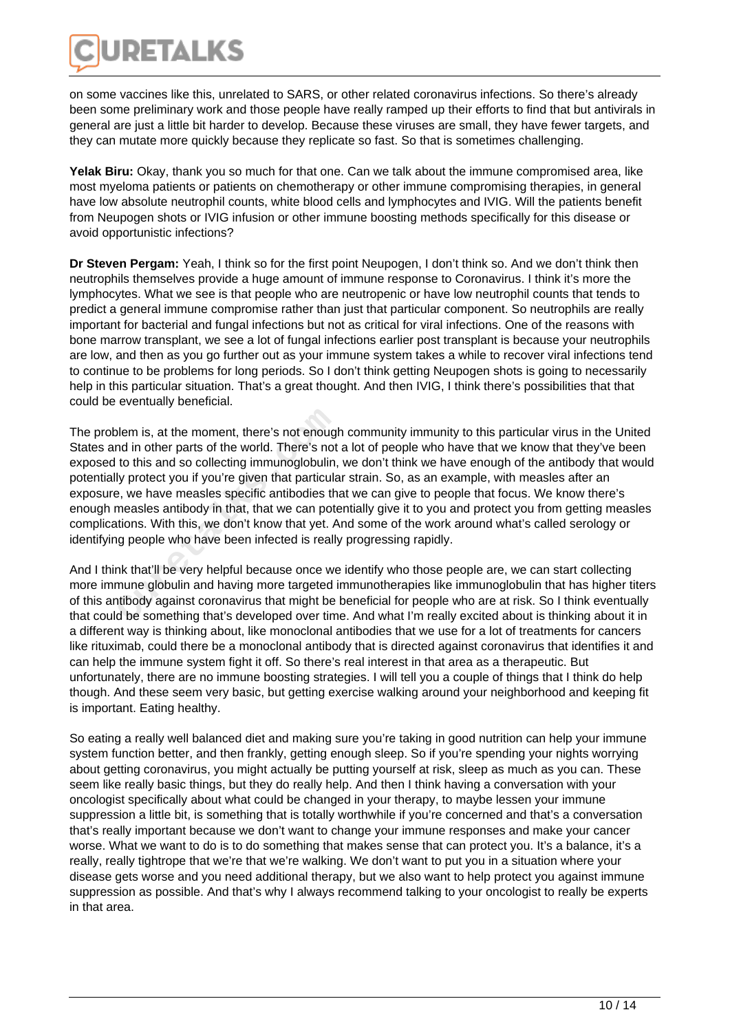on some vaccines like this, unrelated to SARS, or other related coronavirus infections. So there's already been some preliminary work and those people have really ramped up their efforts to find that but antivirals in general are just a little bit harder to develop. Because these viruses are small, they have fewer targets, and they can mutate more quickly because they replicate so fast. So that is sometimes challenging.

**Yelak Biru:** Okay, thank you so much for that one. Can we talk about the immune compromised area, like most myeloma patients or patients on chemotherapy or other immune compromising therapies, in general have low absolute neutrophil counts, white blood cells and lymphocytes and IVIG. Will the patients benefit from Neupogen shots or IVIG infusion or other immune boosting methods specifically for this disease or avoid opportunistic infections?

**Dr Steven Pergam:** Yeah, I think so for the first point Neupogen, I don't think so. And we don't think then neutrophils themselves provide a huge amount of immune response to Coronavirus. I think it's more the lymphocytes. What we see is that people who are neutropenic or have low neutrophil counts that tends to predict a general immune compromise rather than just that particular component. So neutrophils are really important for bacterial and fungal infections but not as critical for viral infections. One of the reasons with bone marrow transplant, we see a lot of fungal infections earlier post transplant is because your neutrophils are low, and then as you go further out as your immune system takes a while to recover viral infections tend to continue to be problems for long periods. So I don't think getting Neupogen shots is going to necessarily help in this particular situation. That's a great thought. And then IVIG, I think there's possibilities that that could be eventually beneficial.

The problem is, at the moment, there's not enough community immunity to this particular virus in the United States and in other parts of the world. There's not a lot of people who have that we know that they've been exposed to this and so collecting immunoglobulin, we don't think we have enough of the antibody that would potentially protect you if you're given that particular strain. So, as an example, with measles after an exposure, we have measles specific antibodies that we can give to people that focus. We know there's enough measles antibody in that, that we can potentially give it to you and protect you from getting measles complications. With this, we don't know that yet. And some of the work around what's called serology or identifying people who have been infected is really progressing rapidly.

And I think that'll be very helpful because once we identify who those people are, we can start collecting more immune globulin and having more targeted immunotherapies like immunoglobulin that has higher titers of this antibody against coronavirus that might be beneficial for people who are at risk. So I think eventually that could be something that's developed over time. And what I'm really excited about is thinking about it in a different way is thinking about, like monoclonal antibodies that we use for a lot of treatments for cancers like rituximab, could there be a monoclonal antibody that is directed against coronavirus that identifies it and can help the immune system fight it off. So there's real interest in that area as a therapeutic. But unfortunately, there are no immune boosting strategies. I will tell you a couple of things that I think do help though. And these seem very basic, but getting exercise walking around your neighborhood and keeping fit is important. Eating healthy.

So eating a really well balanced diet and making sure you're taking in good nutrition can help your immune system function better, and then frankly, getting enough sleep. So if you're spending your nights worrying about getting coronavirus, you might actually be putting yourself at risk, sleep as much as you can. These seem like really basic things, but they do really help. And then I think having a conversation with your oncologist specifically about what could be changed in your therapy, to maybe lessen your immune suppression a little bit, is something that is totally worthwhile if you're concerned and that's a conversation that's really important because we don't want to change your immune responses and make your cancer worse. What we want to do is to do something that makes sense that can protect you. It's a balance, it's a really, really tightrope that we're that we're walking. We don't want to put you in a situation where your disease gets worse and you need additional therapy, but we also want to help protect you against immune suppression as possible. And that's why I always recommend talking to your oncologist to really be experts in that area.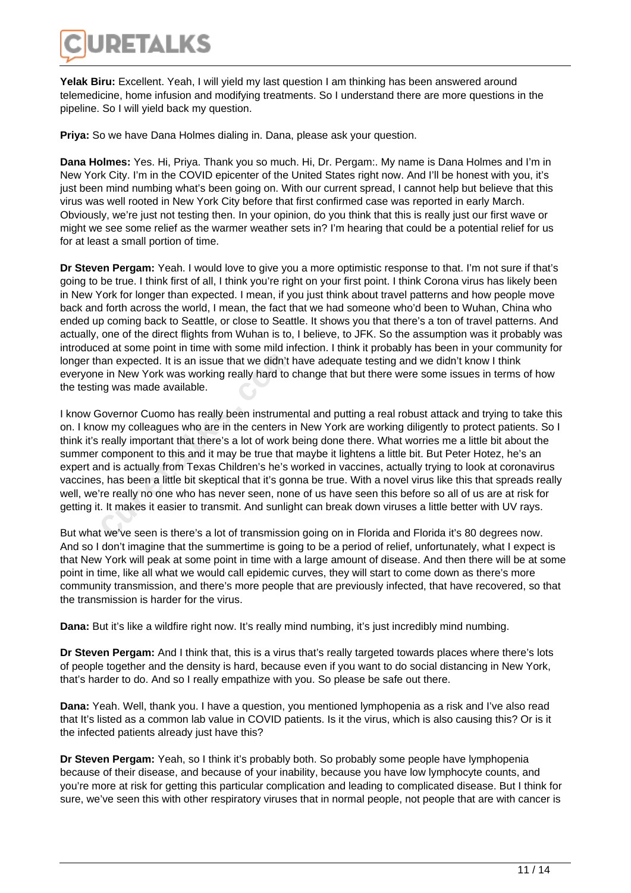**Yelak Biru:** Excellent. Yeah, I will yield my last question I am thinking has been answered around telemedicine, home infusion and modifying treatments. So I understand there are more questions in the pipeline. So I will yield back my question.

**Priya:** So we have Dana Holmes dialing in. Dana, please ask your question.

**Dana Holmes:** Yes. Hi, Priya. Thank you so much. Hi, Dr. Pergam:. My name is Dana Holmes and I'm in New York City. I'm in the COVID epicenter of the United States right now. And I'll be honest with you, it's just been mind numbing what's been going on. With our current spread, I cannot help but believe that this virus was well rooted in New York City before that first confirmed case was reported in early March. Obviously, we're just not testing then. In your opinion, do you think that this is really just our first wave or might we see some relief as the warmer weather sets in? I'm hearing that could be a potential relief for us for at least a small portion of time.

**Dr Steven Pergam:** Yeah. I would love to give you a more optimistic response to that. I'm not sure if that's going to be true. I think first of all, I think you're right on your first point. I think Corona virus has likely been in New York for longer than expected. I mean, if you just think about travel patterns and how people move back and forth across the world, I mean, the fact that we had someone who'd been to Wuhan, China who ended up coming back to Seattle, or close to Seattle. It shows you that there's a ton of travel patterns. And actually, one of the direct flights from Wuhan is to, I believe, to JFK. So the assumption was it probably was introduced at some point in time with some mild infection. I think it probably has been in your community for longer than expected. It is an issue that we didn't have adequate testing and we didn't know I think everyone in New York was working really hard to change that but there were some issues in terms of how the testing was made available.

I know Governor Cuomo has really been instrumental and putting a real robust attack and trying to take this on. I know my colleagues who are in the centers in New York are working diligently to protect patients. So I think it's really important that there's a lot of work being done there. What worries me a little bit about the summer component to this and it may be true that maybe it lightens a little bit. But Peter Hotez, he's an expert and is actually from Texas Children's he's worked in vaccines, actually trying to look at coronavirus vaccines, has been a little bit skeptical that it's gonna be true. With a novel virus like this that spreads really well, we're really no one who has never seen, none of us have seen this before so all of us are at risk for getting it. It makes it easier to transmit. And sunlight can break down viruses a little better with UV rays.

But what we've seen is there's a lot of transmission going on in Florida and Florida it's 80 degrees now. And so I don't imagine that the summertime is going to be a period of relief, unfortunately, what I expect is that New York will peak at some point in time with a large amount of disease. And then there will be at some point in time, like all what we would call epidemic curves, they will start to come down as there's more community transmission, and there's more people that are previously infected, that have recovered, so that the transmission is harder for the virus.

**Dana:** But it's like a wildfire right now. It's really mind numbing, it's just incredibly mind numbing.

**Dr Steven Pergam:** And I think that, this is a virus that's really targeted towards places where there's lots of people together and the density is hard, because even if you want to do social distancing in New York, that's harder to do. And so I really empathize with you. So please be safe out there.

**Dana:** Yeah. Well, thank you. I have a question, you mentioned lymphopenia as a risk and I've also read that It's listed as a common lab value in COVID patients. Is it the virus, which is also causing this? Or is it the infected patients already just have this?

**Dr Steven Pergam:** Yeah, so I think it's probably both. So probably some people have lymphopenia because of their disease, and because of your inability, because you have low lymphocyte counts, and you're more at risk for getting this particular complication and leading to complicated disease. But I think for sure, we've seen this with other respiratory viruses that in normal people, not people that are with cancer is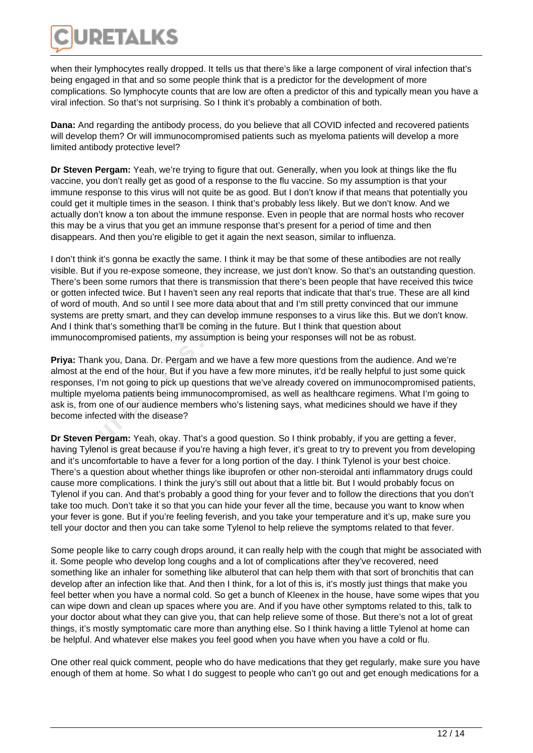when their lymphocytes really dropped. It tells us that there's like a large component of viral infection that's being engaged in that and so some people think that is a predictor for the development of more complications. So lymphocyte counts that are low are often a predictor of this and typically mean you have a viral infection. So that's not surprising. So I think it's probably a combination of both.

**Dana:** And regarding the antibody process, do you believe that all COVID infected and recovered patients will develop them? Or will immunocompromised patients such as myeloma patients will develop a more limited antibody protective level?

**Dr Steven Pergam:** Yeah, we're trying to figure that out. Generally, when you look at things like the flu vaccine, you don't really get as good of a response to the flu vaccine. So my assumption is that your immune response to this virus will not quite be as good. But I don't know if that means that potentially you could get it multiple times in the season. I think that's probably less likely. But we don't know. And we actually don't know a ton about the immune response. Even in people that are normal hosts who recover this may be a virus that you get an immune response that's present for a period of time and then disappears. And then you're eligible to get it again the next season, similar to influenza.

I don't think it's gonna be exactly the same. I think it may be that some of these antibodies are not really visible. But if you re-expose someone, they increase, we just don't know. So that's an outstanding question. There's been some rumors that there is transmission that there's been people that have received this twice or gotten infected twice. But I haven't seen any real reports that indicate that that's true. These are all kind of word of mouth. And so until I see more data about that and I'm still pretty convinced that our immune systems are pretty smart, and they can develop immune responses to a virus like this. But we don't know. And I think that's something that'll be coming in the future. But I think that question about immunocompromised patients, my assumption is being your responses will not be as robust.

**Priya:** Thank you, Dana. Dr. Pergam and we have a few more questions from the audience. And we're almost at the end of the hour. But if you have a few more minutes, it'd be really helpful to just some quick responses, I'm not going to pick up questions that we've already covered on immunocompromised patients, multiple myeloma patients being immunocompromised, as well as healthcare regimens. What I'm going to ask is, from one of our audience members who's listening says, what medicines should we have if they become infected with the disease?

**Dr Steven Pergam:** Yeah, okay. That's a good question. So I think probably, if you are getting a fever, having Tylenol is great because if you're having a high fever, it's great to try to prevent you from developing and it's uncomfortable to have a fever for a long portion of the day. I think Tylenol is your best choice. There's a question about whether things like ibuprofen or other non-steroidal anti inflammatory drugs could cause more complications. I think the jury's still out about that a little bit. But I would probably focus on Tylenol if you can. And that's probably a good thing for your fever and to follow the directions that you don't take too much. Don't take it so that you can hide your fever all the time, because you want to know when your fever is gone. But if you're feeling feverish, and you take your temperature and it's up, make sure you tell your doctor and then you can take some Tylenol to help relieve the symptoms related to that fever.

Some people like to carry cough drops around, it can really help with the cough that might be associated with it. Some people who develop long coughs and a lot of complications after they've recovered, need something like an inhaler for something like albuterol that can help them with that sort of bronchitis that can develop after an infection like that. And then I think, for a lot of this is, it's mostly just things that make you feel better when you have a normal cold. So get a bunch of Kleenex in the house, have some wipes that you can wipe down and clean up spaces where you are. And if you have other symptoms related to this, talk to your doctor about what they can give you, that can help relieve some of those. But there's not a lot of great things, it's mostly symptomatic care more than anything else. So I think having a little Tylenol at home can be helpful. And whatever else makes you feel good when you have when you have a cold or flu.

One other real quick comment, people who do have medications that they get regularly, make sure you have enough of them at home. So what I do suggest to people who can't go out and get enough medications for a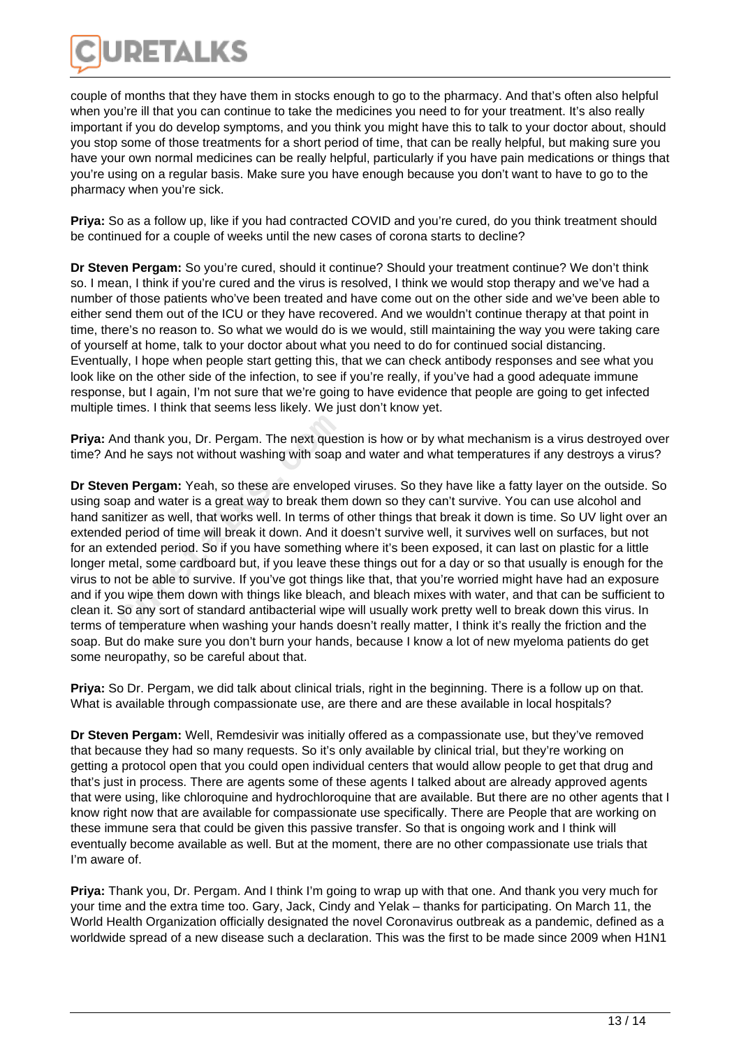couple of months that they have them in stocks enough to go to the pharmacy. And that's often also helpful when you're ill that you can continue to take the medicines you need to for your treatment. It's also really important if you do develop symptoms, and you think you might have this to talk to your doctor about, should you stop some of those treatments for a short period of time, that can be really helpful, but making sure you have your own normal medicines can be really helpful, particularly if you have pain medications or things that you're using on a regular basis. Make sure you have enough because you don't want to have to go to the pharmacy when you're sick.

**Priya:** So as a follow up, like if you had contracted COVID and you're cured, do you think treatment should be continued for a couple of weeks until the new cases of corona starts to decline?

**Dr Steven Pergam:** So you're cured, should it continue? Should your treatment continue? We don't think so. I mean, I think if you're cured and the virus is resolved, I think we would stop therapy and we've had a number of those patients who've been treated and have come out on the other side and we've been able to either send them out of the ICU or they have recovered. And we wouldn't continue therapy at that point in time, there's no reason to. So what we would do is we would, still maintaining the way you were taking care of yourself at home, talk to your doctor about what you need to do for continued social distancing. Eventually, I hope when people start getting this, that we can check antibody responses and see what you look like on the other side of the infection, to see if you're really, if you've had a good adequate immune response, but I again, I'm not sure that we're going to have evidence that people are going to get infected multiple times. I think that seems less likely. We just don't know yet.

**Priya:** And thank you, Dr. Pergam. The next question is how or by what mechanism is a virus destroyed over time? And he says not without washing with soap and water and what temperatures if any destroys a virus?

**Dr Steven Pergam:** Yeah, so these are enveloped viruses. So they have like a fatty layer on the outside. So using soap and water is a great way to break them down so they can't survive. You can use alcohol and hand sanitizer as well, that works well. In terms of other things that break it down is time. So UV light over an extended period of time will break it down. And it doesn't survive well, it survives well on surfaces, but not for an extended period. So if you have something where it's been exposed, it can last on plastic for a little longer metal, some cardboard but, if you leave these things out for a day or so that usually is enough for the virus to not be able to survive. If you've got things like that, that you're worried might have had an exposure and if you wipe them down with things like bleach, and bleach mixes with water, and that can be sufficient to clean it. So any sort of standard antibacterial wipe will usually work pretty well to break down this virus. In terms of temperature when washing your hands doesn't really matter, I think it's really the friction and the soap. But do make sure you don't burn your hands, because I know a lot of new myeloma patients do get some neuropathy, so be careful about that.

**Priya:** So Dr. Pergam, we did talk about clinical trials, right in the beginning. There is a follow up on that. What is available through compassionate use, are there and are these available in local hospitals?

**Dr Steven Pergam:** Well, Remdesivir was initially offered as a compassionate use, but they've removed that because they had so many requests. So it's only available by clinical trial, but they're working on getting a protocol open that you could open individual centers that would allow people to get that drug and that's just in process. There are agents some of these agents I talked about are already approved agents that were using, like chloroquine and hydrochloroquine that are available. But there are no other agents that I know right now that are available for compassionate use specifically. There are People that are working on these immune sera that could be given this passive transfer. So that is ongoing work and I think will eventually become available as well. But at the moment, there are no other compassionate use trials that I'm aware of.

**Priya:** Thank you, Dr. Pergam. And I think I'm going to wrap up with that one. And thank you very much for your time and the extra time too. Gary, Jack, Cindy and Yelak – thanks for participating. On March 11, the World Health Organization officially designated the novel Coronavirus outbreak as a pandemic, defined as a worldwide spread of a new disease such a declaration. This was the first to be made since 2009 when H1N1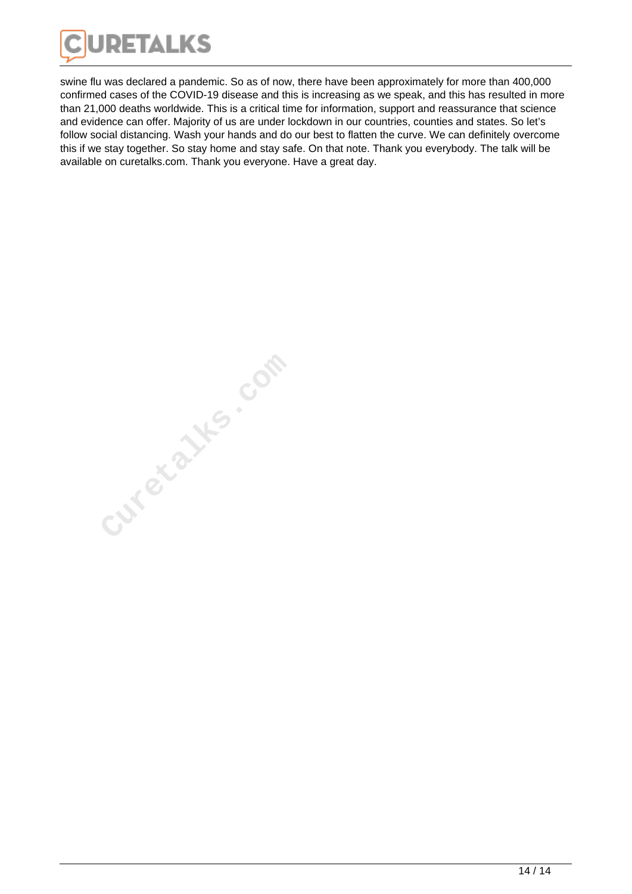swine flu was declared a pandemic. So as of now, there have been approximately for more than 400,000 confirmed cases of the COVID-19 disease and this is increasing as we speak, and this has resulted in more than 21,000 deaths worldwide. This is a critical time for information, support and reassurance that science and evidence can offer. Majority of us are under lockdown in our countries, counties and states. So let's follow social distancing. Wash your hands and do our best to flatten the curve. We can definitely overcome this if we stay together. So stay home and stay safe. On that note. Thank you everybody. The talk will be available on curetalks.com. Thank you everyone. Have a great day.